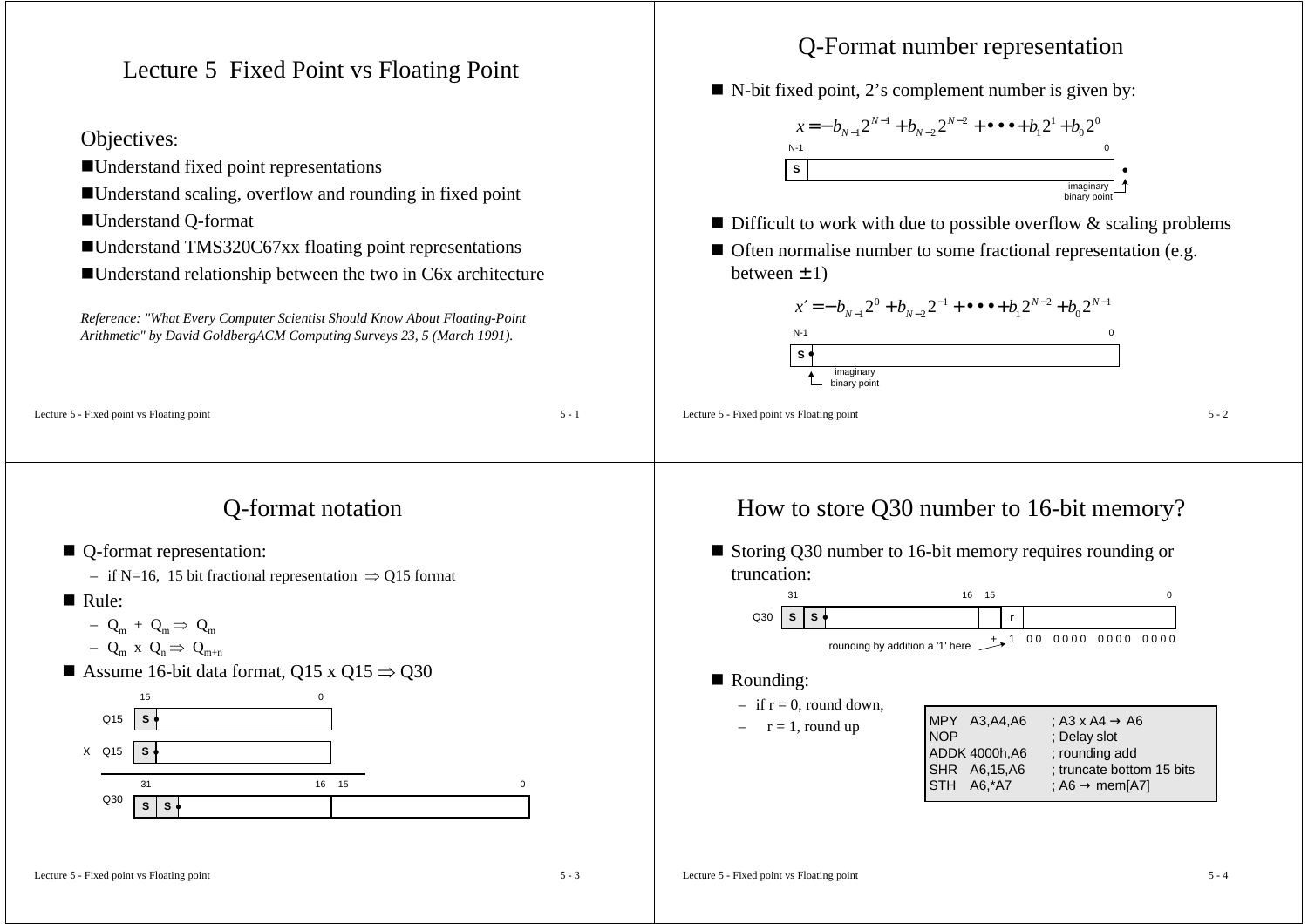# Lecture 5 Fixed Point vs Floating Point

Objectives:

- Understand fixed point representations
- Understand scaling, overflow and rounding in fixed point
- Understand Q-format
- Understand TMS320C67xx floating point representations
- Understand relationship between the two in C6x architecture

*Reference: "What Every Computer Scientist Should Know About Floating-Point Arithmetic" by David GoldbergACM Computing Surveys 23, 5 (March 1991).*

## Q-Format number representation

- N-bit fixed point, 2's complement number is given by:

$$x = -b_{N-1}2^{N-1} + b_{N-2}2^{N-2} + \bullet\bullet\bullet + b_1 2^1 + b_0 2^0$$

N-1 | S | ... | 0 • (imaginary binary point)

- Difficult to work with due to possible overflow & scaling problems
- Often normalise number to some fractional representation (e.g. between $\pm 1$)

$$x' = -b_{N-1}2^{0} + b_{N-2}2^{-1} + \bullet\bullet\bullet + b_1 2^{N-2} + b_0 2^{N-1}$$

N-1 | S • | ... | 0 (imaginary binary point)

## Q-format notation

- Q-format representation:
  - if N=16, 15 bit fractional representation $\Rightarrow$ Q15 format
- Rule:
  - $Q_m + Q_m \Rightarrow Q_m$
  - $Q_m \times Q_n \Rightarrow Q_{m+n}$
- Assume 16-bit data format, Q15 x Q15 $\Rightarrow$ Q30

Q15: bits 15 … 0, S •

X Q15: S •

Q30: bits 31 … 16 | 15 … 0, S S •

## How to store Q30 number to 16-bit memory?

- Storing Q30 number to 16-bit memory requires rounding or truncation:

Q30: bits 31 … 16 | 15 r … 0, S S •

rounding by addition a '1' here: + 1 00 0000 0000 0000

- Rounding:
  - if r = 0, round down,
  - r = 1, round up

```
MPY   A3,A4,A6      ; A3 x A4 → A6
NOP                 ; Delay slot
ADDK 4000h,A6       ; rounding add
SHR   A6,15,A6      ; truncate bottom 15 bits
STH   A6,*A7        ; A6 → mem[A7]
```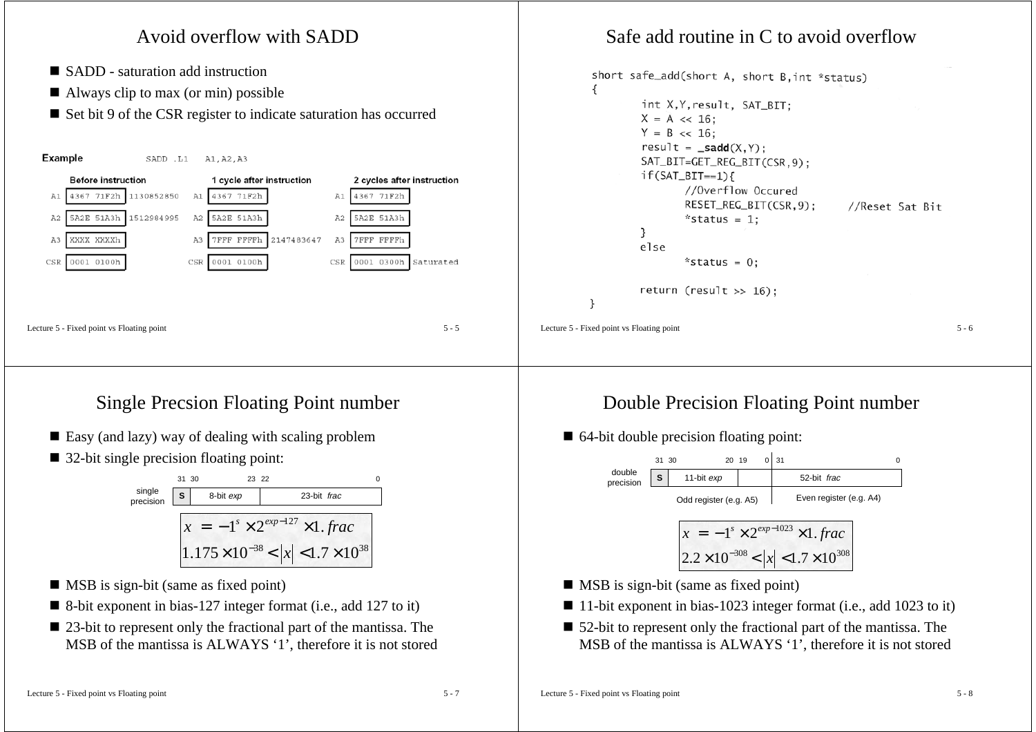# Avoid overflow with SADD

- SADD - saturation add instruction
- Always clip to max (or min) possible
- Set bit 9 of the CSR register to indicate saturation has occurred

**Example** SADD .L1 A1,A2,A3

| Register | Before instruction | | Register | 1 cycle after instruction | | Register | 2 cycles after instruction | |
|---|---|---|---|---|---|---|---|---|
| A1 | 4367 71F2h | 1130852850 | A1 | 4367 71F2h | | A1 | 4367 71F2h | |
| A2 | 5A2E 51A3h | 1512984995 | A2 | 5A2E 51A3h | | A2 | 5A2E 51A3h | |
| A3 | XXXX XXXXh | | A3 | 7FFF FFFFh | 2147483647 | A3 | 7FFF FFFFh | |
| CSR | 0001 0100h | | CSR | 0001 0100h | | CSR | 0001 0300h | Saturated |

# Safe add routine in C to avoid overflow

```
short safe_add(short A, short B,int *status)
{
        int X,Y,result, SAT_BIT;
        X = A << 16;
        Y = B << 16;
        result = _sadd(X,Y);
        SAT_BIT=GET_REG_BIT(CSR,9);
        if(SAT_BIT==1){
                //Overflow Occured
                RESET_REG_BIT(CSR,9);     //Reset Sat Bit
                *status = 1;
        }
        else
                *status = 0;

        return (result >> 16);
}
```

# Single Precsion Floating Point number

- Easy (and lazy) way of dealing with scaling problem
- 32-bit single precision floating point:

single precision:

| 31 | 30 – 23 | 22 – 0 |
|---|---|---|
| S | 8-bit *exp* | 23-bit *frac* |

$$x = -1^{s} \times 2^{exp-127} \times 1.frac$$
$$1.175 \times 10^{-38} < |x| < 1.7 \times 10^{38}$$

- MSB is sign-bit (same as fixed point)
- 8-bit exponent in bias-127 integer format (i.e., add 127 to it)
- 23-bit to represent only the fractional part of the mantissa. The MSB of the mantissa is ALWAYS '1', therefore it is not stored

# Double Precision Floating Point number

- 64-bit double precision floating point:

double precision:

| 31 | 30 – 20 | 19 – 0 | 31 – 0 |
|---|---|---|---|
| S | 11-bit *exp* | | 52-bit *frac* |
| Odd register (e.g. A5) | | | Even register (e.g. A4) |

$$x = -1^{s} \times 2^{exp-1023} \times 1.frac$$
$$2.2 \times 10^{-308} < |x| < 1.7 \times 10^{308}$$

- MSB is sign-bit (same as fixed point)
- 11-bit exponent in bias-1023 integer format (i.e., add 1023 to it)
- 52-bit to represent only the fractional part of the mantissa. The MSB of the mantissa is ALWAYS '1', therefore it is not stored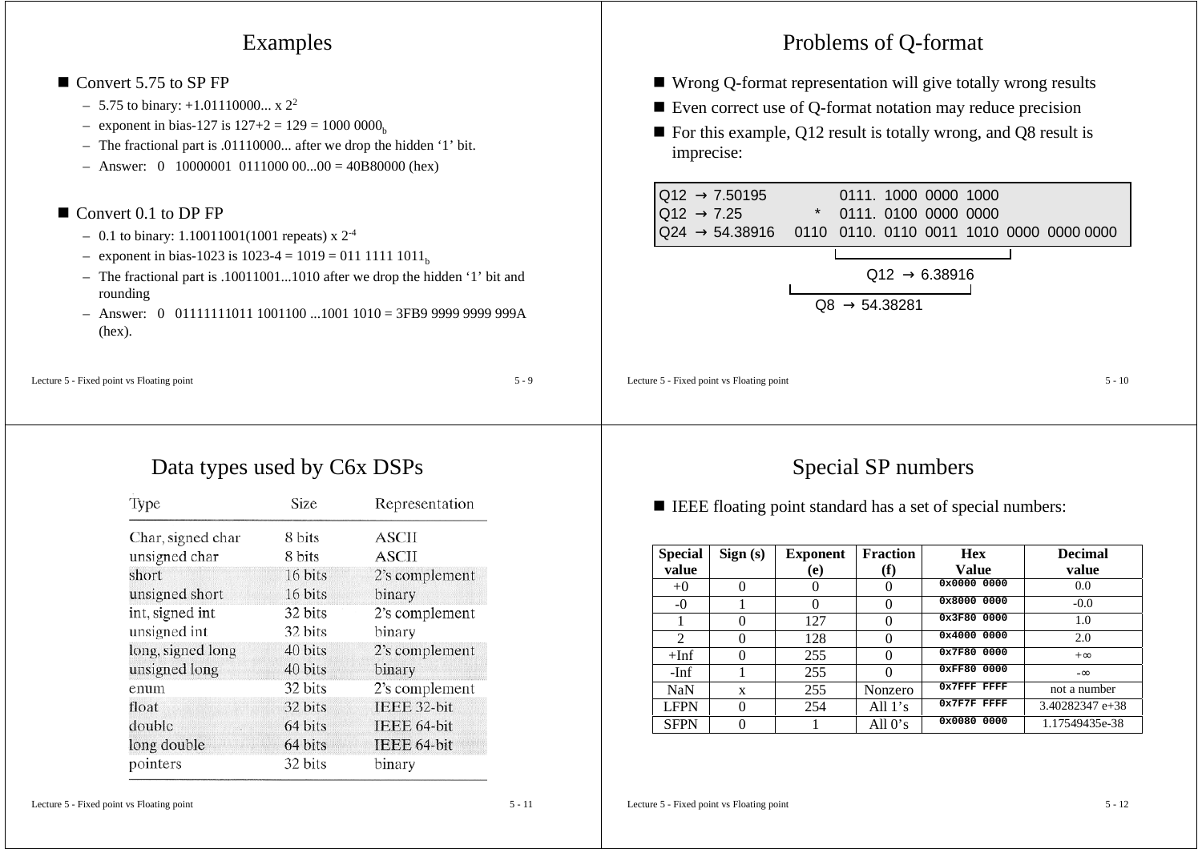## Examples

- Convert 5.75 to SP FP
  - 5.75 to binary: $+1.01110000... \times 2^2$
  - exponent in bias-127 is 127+2 = 129 = $1000\ 0000_b$
  - The fractional part is .01110000... after we drop the hidden '1' bit.
  - Answer: 0 10000001 0111000 00...00 = 40B80000 (hex)
- Convert 0.1 to DP FP
  - 0.1 to binary: 1.10011001(1001 repeats) x $2^{-4}$
  - exponent in bias-1023 is 1023-4 = 1019 = $011\ 1111\ 1011_b$
  - The fractional part is .10011001...1010 after we drop the hidden '1' bit and rounding
  - Answer: 0 01111111011 1001100 ...1001 1010 = 3FB9 9999 9999 999A (hex).

## Problems of Q-format

- Wrong Q-format representation will give totally wrong results
- Even correct use of Q-format notation may reduce precision
- For this example, Q12 result is totally wrong, and Q8 result is imprecise:

```
Q12 → 7.50195             0111. 1000 0000 1000
Q12 → 7.25           *    0111. 0100 0000 0000
Q24 → 54.38916    0110    0110. 0110 0011 1010 0000 0000 0000

                          Q12 → 6.38916
                  Q8 → 54.38281
```

## Data types used by C6x DSPs

| Type | Size | Representation |
|---|---|---|
| Char, signed char | 8 bits | ASCII |
| unsigned char | 8 bits | ASCII |
| short | 16 bits | 2's complement |
| unsigned short | 16 bits | binary |
| int, signed int | 32 bits | 2's complement |
| unsigned int | 32 bits | binary |
| long, signed long | 40 bits | 2's complement |
| unsigned long | 40 bits | binary |
| enum | 32 bits | 2's complement |
| float | 32 bits | IEEE 32-bit |
| double | 64 bits | IEEE 64-bit |
| long double | 64 bits | IEEE 64-bit |
| pointers | 32 bits | binary |

## Special SP numbers

- IEEE floating point standard has a set of special numbers:

| Special value | Sign (s) | Exponent (e) | Fraction (f) | Hex Value | Decimal value |
|---|---|---|---|---|---|
| +0 | 0 | 0 | 0 | 0x0000 0000 | 0.0 |
| -0 | 1 | 0 | 0 | 0x8000 0000 | -0.0 |
| 1 | 0 | 127 | 0 | 0x3F80 0000 | 1.0 |
| 2 | 0 | 128 | 0 | 0x4000 0000 | 2.0 |
| +Inf | 0 | 255 | 0 | 0x7F80 0000 | +∞ |
| -Inf | 1 | 255 | 0 | 0xFF80 0000 | -∞ |
| NaN | x | 255 | Nonzero | 0x7FFF FFFF | not a number |
| LFPN | 0 | 254 | All 1's | 0x7F7F FFFF | 3.40282347 e+38 |
| SFPN | 0 | 1 | All 0's | 0x0080 0000 | 1.17549435e-38 |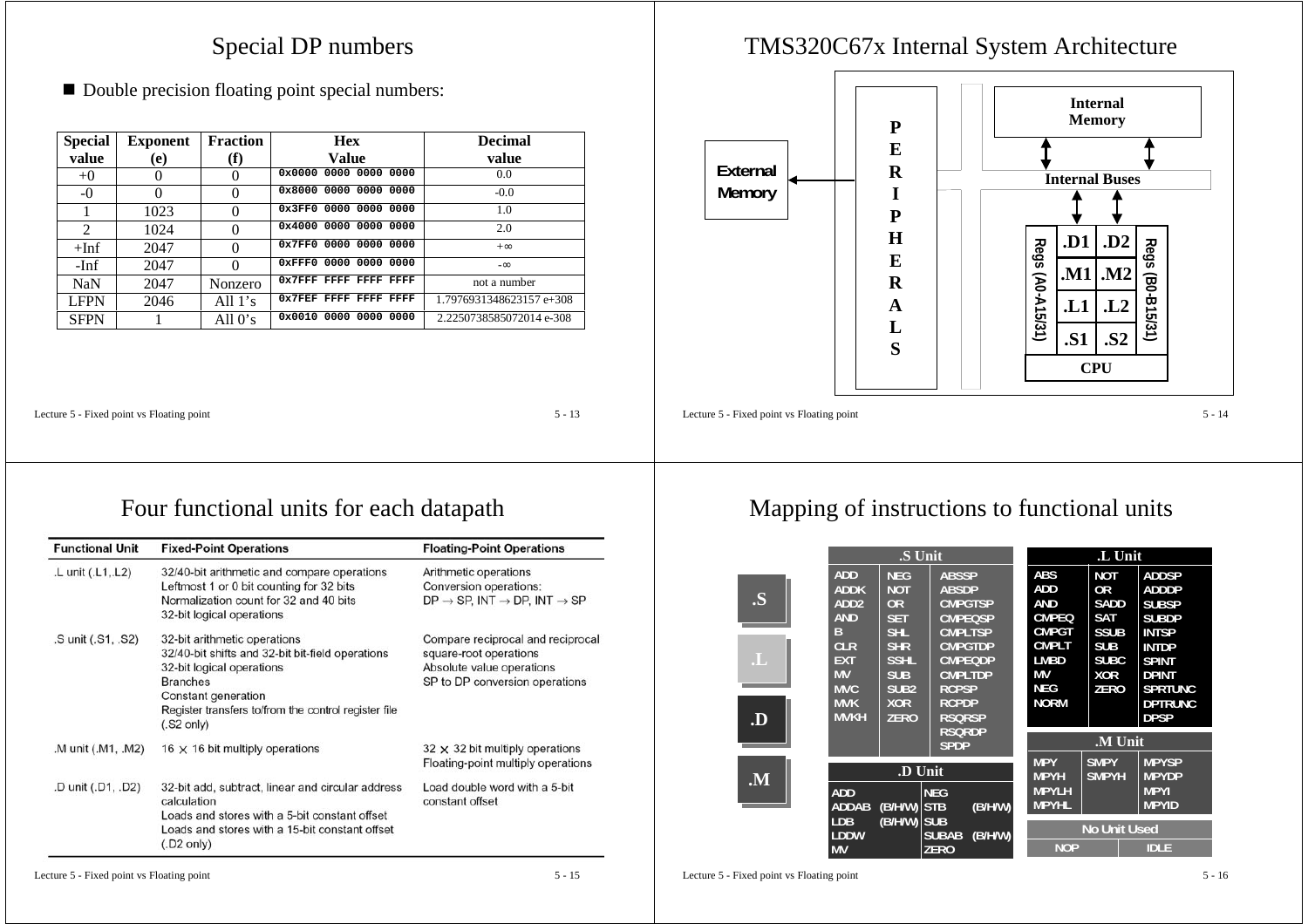## Special DP numbers

- Double precision floating point special numbers:

| Special value | Exponent (e) | Fraction (f) | Hex Value | Decimal value |
|---|---|---|---|---|
| +0 | 0 | 0 | 0x0000 0000 0000 0000 | 0.0 |
| -0 | 0 | 0 | 0x8000 0000 0000 0000 | -0.0 |
| 1 | 1023 | 0 | 0x3FF0 0000 0000 0000 | 1.0 |
| 2 | 1024 | 0 | 0x4000 0000 0000 0000 | 2.0 |
| +Inf | 2047 | 0 | 0x7FF0 0000 0000 0000 | +∞ |
| -Inf | 2047 | 0 | 0xFFF0 0000 0000 0000 | -∞ |
| NaN | 2047 | Nonzero | 0x7FFF FFFF FFFF FFFF | not a number |
| LFPN | 2046 | All 1's | 0x7FEF FFFF FFFF FFFF | 1.7976931348623157 e+308 |
| SFPN | 1 | All 0's | 0x0010 0000 0000 0000 | 2.2250738585072014 e-308 |

## TMS320C67x Internal System Architecture

External Memory | PERIPHERALS | Internal Memory | Internal Buses | CPU: Regs (A0-A15/31), .D1, .M1, .L1, .S1, .D2, .M2, .L2, .S2, Regs (B0-B15/31)

## Four functional units for each datapath

| Functional Unit | Fixed-Point Operations | Floating-Point Operations |
|---|---|---|
| .L unit (.L1,.L2) | 32/40-bit arithmetic and compare operations<br>Leftmost 1 or 0 bit counting for 32 bits<br>Normalization count for 32 and 40 bits<br>32-bit logical operations | Arithmetic operations<br>Conversion operations:<br>DP → SP, INT → DP, INT → SP |
| .S unit (.S1, .S2) | 32-bit arithmetic operations<br>32/40-bit shifts and 32-bit bit-field operations<br>32-bit logical operations<br>Branches<br>Constant generation<br>Register transfers to/from the control register file (.S2 only) | Compare reciprocal and reciprocal square-root operations<br>Absolute value operations<br>SP to DP conversion operations |
| .M unit (.M1, .M2) | 16 × 16 bit multiply operations | 32 × 32 bit multiply operations<br>Floating-point multiply operations |
| .D unit (.D1, .D2) | 32-bit add, subtract, linear and circular address calculation<br>Loads and stores with a 5-bit constant offset<br>Loads and stores with a 15-bit constant offset (.D2 only) | Load double word with a 5-bit constant offset |

## Mapping of instructions to functional units

**.S Unit**

ADD, ADDK, ADD2, AND, B, CLR, EXT, MV, MVC, MVK, MVKH, NEG, NOT, OR, SET, SHL, SHR, SSHL, SUB, SUB2, XOR, ZERO, ABSSP, ABSDP, CMPGTSP, CMPEQSP, CMPLTSP, CMPGTDP, CMPEQDP, CMPLTDP, RCPSP, RCPDP, RSQRSP, RSQRDP, SPDP

**.L Unit**

ABS, ADD, AND, CMPEQ, CMPGT, CMPLT, LMBD, MV, NEG, NORM, NOT, OR, SADD, SAT, SSUB, SUB, SUBC, XOR, ZERO, ADDSP, ADDDP, SUBSP, SUBDP, INTSP, INTDP, SPINT, DPINT, SPRTUNC, DPTRUNC, DPSP

**.D Unit**

ADD, ADDAB (B/H/W), LDB (B/H/W), LDDW, MV, NEG, STB (B/H/W), SUB, SUBAB (B/H/W), ZERO

**.M Unit**

MPY, MPYH, MPYLH, MPYHL, SMPY, SMPYH, MPYSP, MPYDP, MPYI, MPYID

**No Unit Used**

NOP, IDLE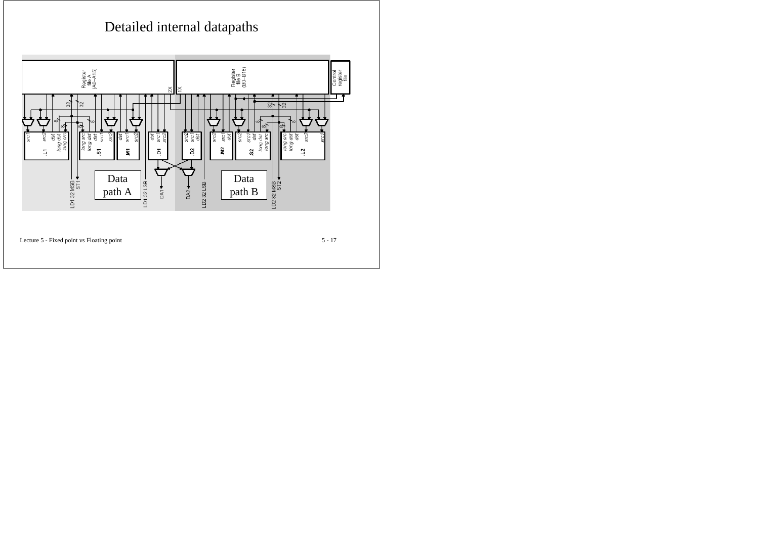# Detailed internal datapaths

Register file A (A0–A15)

Register file B (B0–B15)

Control register file

2X

1X

32

32

32

32

8

8

8

8

8

8

8

8

src1

src2

dst

long dst

long src

.L1

long src

long dst

dst

src1

src2

.S1

dst

src1

src2

.M1

dst

src1

src2

.D1

src2

src1

dst

.D2

src2

src1

dst

.M2

src2

src1

dst

long dst

long src

.S2

long src

long dst

dst

src2

src1

.L2

Data path A

Data path B

LD1 32 MSB

ST1

LD1 32 LSB

DA1

DA2

LD2 32 LSB

LD2 32 MSB

ST2